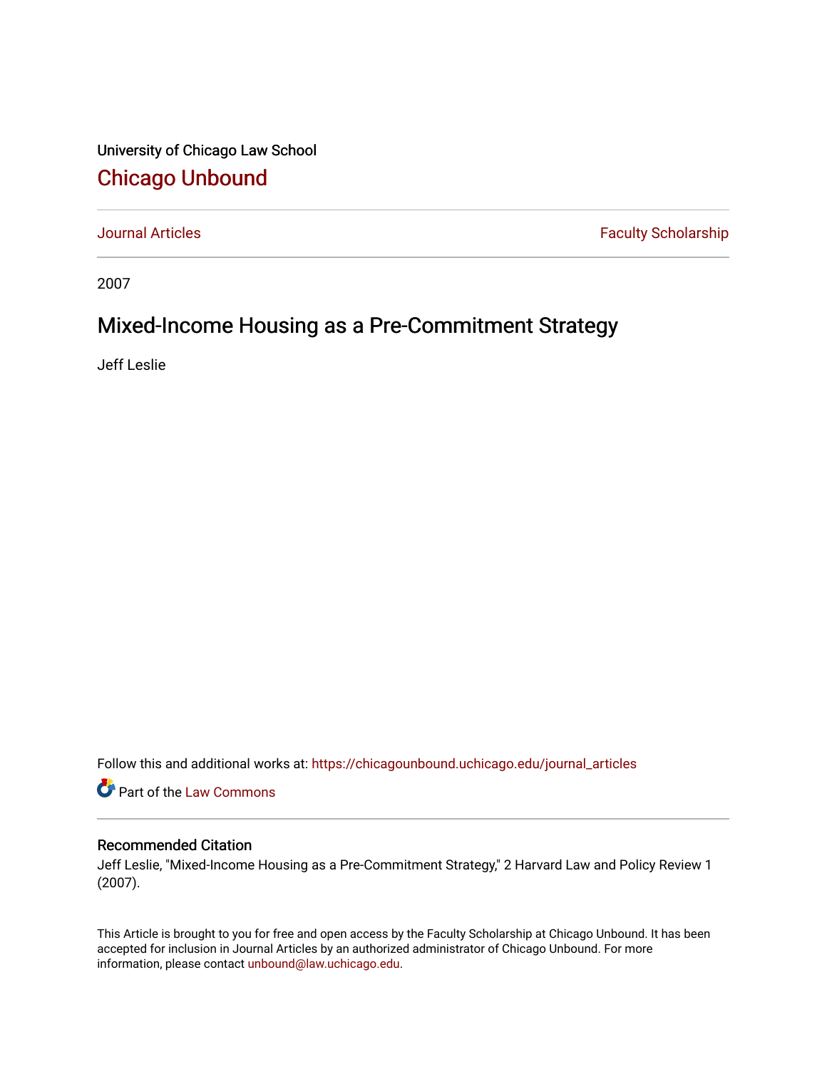University of Chicago Law School

# Chicago Unbound

Journal Articles | Faculty Scholarship

2007

## Mixed-Income Housing as a Pre-Commitment Strategy

Jeff Leslie

Follow this and additional works at: https://chicagounbound.uchicago.edu/journal_articles

Part of the Law Commons

### Recommended Citation

Jeff Leslie, "Mixed-Income Housing as a Pre-Commitment Strategy," 2 Harvard Law and Policy Review 1 (2007).

This Article is brought to you for free and open access by the Faculty Scholarship at Chicago Unbound. It has been accepted for inclusion in Journal Articles by an authorized administrator of Chicago Unbound. For more information, please contact unbound@law.uchicago.edu.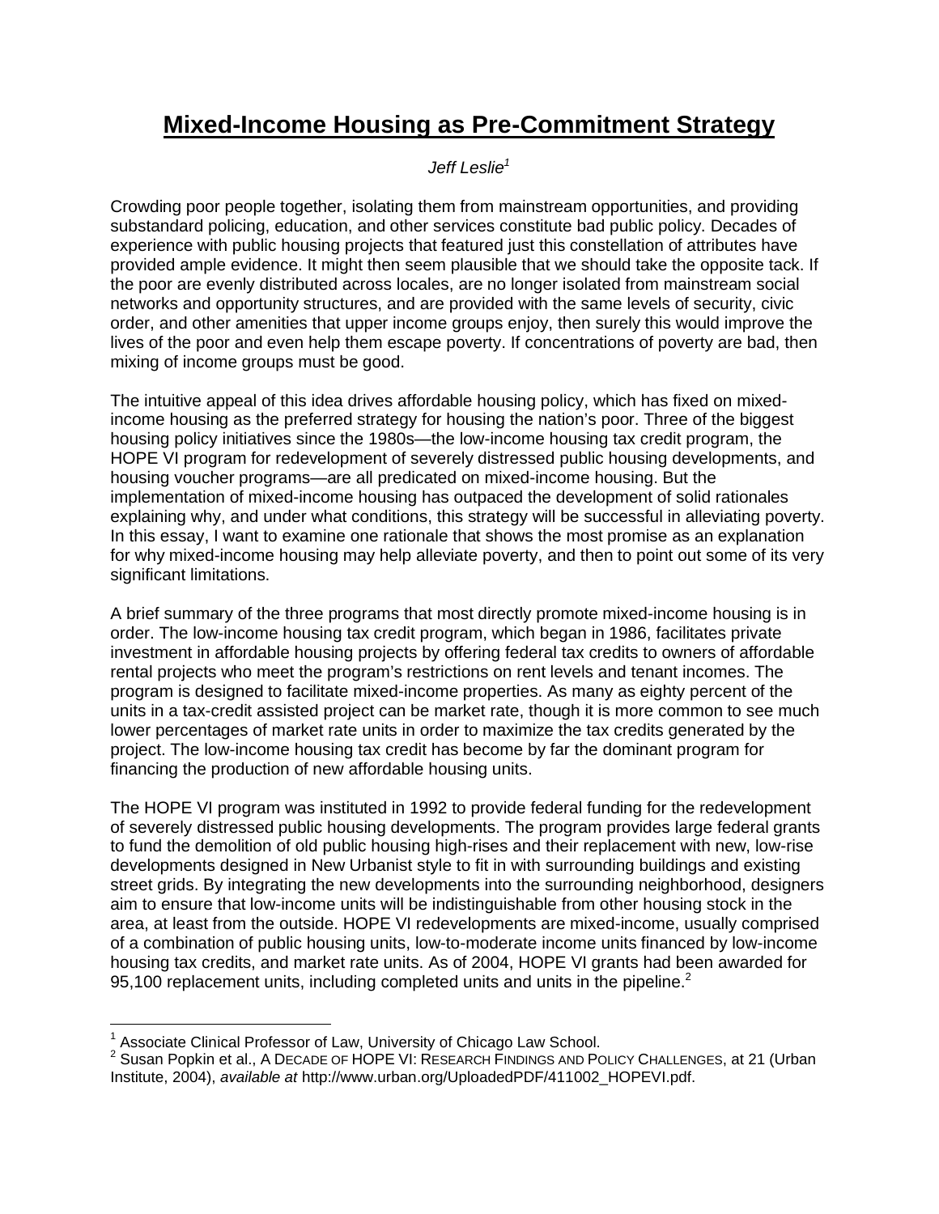# Mixed-Income Housing as Pre-Commitment Strategy

*Jeff Leslie*[1]

Crowding poor people together, isolating them from mainstream opportunities, and providing substandard policing, education, and other services constitute bad public policy. Decades of experience with public housing projects that featured just this constellation of attributes have provided ample evidence. It might then seem plausible that we should take the opposite tack. If the poor are evenly distributed across locales, are no longer isolated from mainstream social networks and opportunity structures, and are provided with the same levels of security, civic order, and other amenities that upper income groups enjoy, then surely this would improve the lives of the poor and even help them escape poverty. If concentrations of poverty are bad, then mixing of income groups must be good.

The intuitive appeal of this idea drives affordable housing policy, which has fixed on mixed-income housing as the preferred strategy for housing the nation's poor. Three of the biggest housing policy initiatives since the 1980s—the low-income housing tax credit program, the HOPE VI program for redevelopment of severely distressed public housing developments, and housing voucher programs—are all predicated on mixed-income housing. But the implementation of mixed-income housing has outpaced the development of solid rationales explaining why, and under what conditions, this strategy will be successful in alleviating poverty. In this essay, I want to examine one rationale that shows the most promise as an explanation for why mixed-income housing may help alleviate poverty, and then to point out some of its very significant limitations.

A brief summary of the three programs that most directly promote mixed-income housing is in order. The low-income housing tax credit program, which began in 1986, facilitates private investment in affordable housing projects by offering federal tax credits to owners of affordable rental projects who meet the program's restrictions on rent levels and tenant incomes. The program is designed to facilitate mixed-income properties. As many as eighty percent of the units in a tax-credit assisted project can be market rate, though it is more common to see much lower percentages of market rate units in order to maximize the tax credits generated by the project. The low-income housing tax credit has become by far the dominant program for financing the production of new affordable housing units.

The HOPE VI program was instituted in 1992 to provide federal funding for the redevelopment of severely distressed public housing developments. The program provides large federal grants to fund the demolition of old public housing high-rises and their replacement with new, low-rise developments designed in New Urbanist style to fit in with surrounding buildings and existing street grids. By integrating the new developments into the surrounding neighborhood, designers aim to ensure that low-income units will be indistinguishable from other housing stock in the area, at least from the outside. HOPE VI redevelopments are mixed-income, usually comprised of a combination of public housing units, low-to-moderate income units financed by low-income housing tax credits, and market rate units. As of 2004, HOPE VI grants had been awarded for 95,100 replacement units, including completed units and units in the pipeline.[2]

---

[1] Associate Clinical Professor of Law, University of Chicago Law School.

[2] Susan Popkin et al., A DECADE OF HOPE VI: RESEARCH FINDINGS AND POLICY CHALLENGES, at 21 (Urban Institute, 2004), *available at* http://www.urban.org/UploadedPDF/411002_HOPEVI.pdf.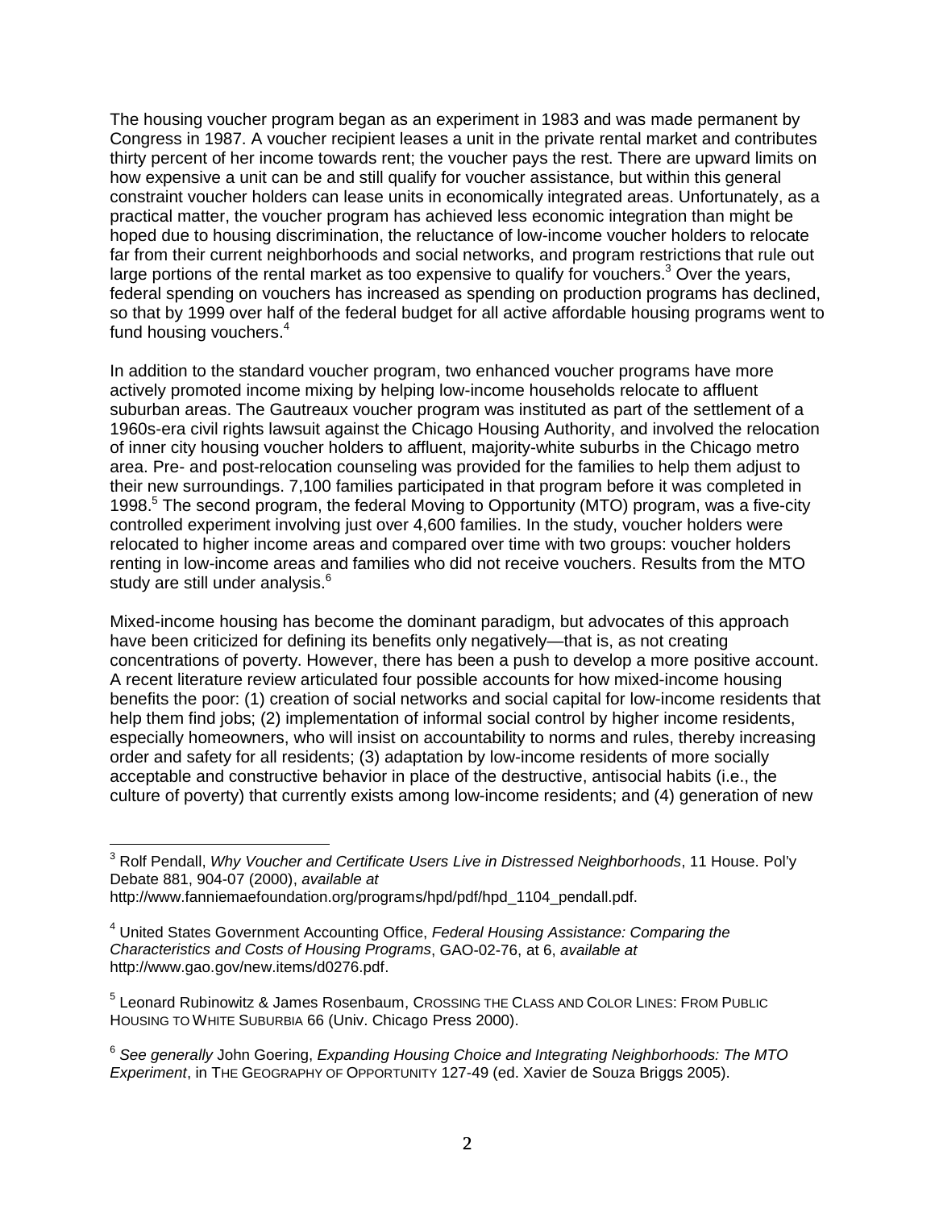The housing voucher program began as an experiment in 1983 and was made permanent by Congress in 1987. A voucher recipient leases a unit in the private rental market and contributes thirty percent of her income towards rent; the voucher pays the rest. There are upward limits on how expensive a unit can be and still qualify for voucher assistance, but within this general constraint voucher holders can lease units in economically integrated areas. Unfortunately, as a practical matter, the voucher program has achieved less economic integration than might be hoped due to housing discrimination, the reluctance of low-income voucher holders to relocate far from their current neighborhoods and social networks, and program restrictions that rule out large portions of the rental market as too expensive to qualify for vouchers.[3] Over the years, federal spending on vouchers has increased as spending on production programs has declined, so that by 1999 over half of the federal budget for all active affordable housing programs went to fund housing vouchers.[4]

In addition to the standard voucher program, two enhanced voucher programs have more actively promoted income mixing by helping low-income households relocate to affluent suburban areas. The Gautreaux voucher program was instituted as part of the settlement of a 1960s-era civil rights lawsuit against the Chicago Housing Authority, and involved the relocation of inner city housing voucher holders to affluent, majority-white suburbs in the Chicago metro area. Pre- and post-relocation counseling was provided for the families to help them adjust to their new surroundings. 7,100 families participated in that program before it was completed in 1998.[5] The second program, the federal Moving to Opportunity (MTO) program, was a five-city controlled experiment involving just over 4,600 families. In the study, voucher holders were relocated to higher income areas and compared over time with two groups: voucher holders renting in low-income areas and families who did not receive vouchers. Results from the MTO study are still under analysis.[6]

Mixed-income housing has become the dominant paradigm, but advocates of this approach have been criticized for defining its benefits only negatively—that is, as not creating concentrations of poverty. However, there has been a push to develop a more positive account. A recent literature review articulated four possible accounts for how mixed-income housing benefits the poor: (1) creation of social networks and social capital for low-income residents that help them find jobs; (2) implementation of informal social control by higher income residents, especially homeowners, who will insist on accountability to norms and rules, thereby increasing order and safety for all residents; (3) adaptation by low-income residents of more socially acceptable and constructive behavior in place of the destructive, antisocial habits (i.e., the culture of poverty) that currently exists among low-income residents; and (4) generation of new

---

[3] Rolf Pendall, *Why Voucher and Certificate Users Live in Distressed Neighborhoods*, 11 House. Pol'y Debate 881, 904-07 (2000), *available at* http://www.fanniemaefoundation.org/programs/hpd/pdf/hpd_1104_pendall.pdf.

[4] United States Government Accounting Office, *Federal Housing Assistance: Comparing the Characteristics and Costs of Housing Programs*, GAO-02-76, at 6, *available at* http://www.gao.gov/new.items/d0276.pdf.

[5] Leonard Rubinowitz & James Rosenbaum, CROSSING THE CLASS AND COLOR LINES: FROM PUBLIC HOUSING TO WHITE SUBURBIA 66 (Univ. Chicago Press 2000).

[6] *See generally* John Goering, *Expanding Housing Choice and Integrating Neighborhoods: The MTO Experiment*, in THE GEOGRAPHY OF OPPORTUNITY 127-49 (ed. Xavier de Souza Briggs 2005).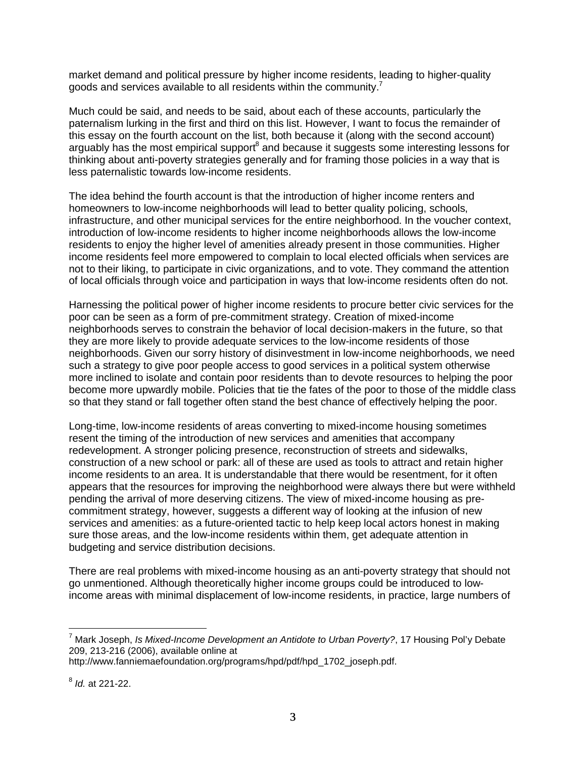market demand and political pressure by higher income residents, leading to higher-quality goods and services available to all residents within the community.[7]

Much could be said, and needs to be said, about each of these accounts, particularly the paternalism lurking in the first and third on this list. However, I want to focus the remainder of this essay on the fourth account on the list, both because it (along with the second account) arguably has the most empirical support[8] and because it suggests some interesting lessons for thinking about anti-poverty strategies generally and for framing those policies in a way that is less paternalistic towards low-income residents.

The idea behind the fourth account is that the introduction of higher income renters and homeowners to low-income neighborhoods will lead to better quality policing, schools, infrastructure, and other municipal services for the entire neighborhood. In the voucher context, introduction of low-income residents to higher income neighborhoods allows the low-income residents to enjoy the higher level of amenities already present in those communities. Higher income residents feel more empowered to complain to local elected officials when services are not to their liking, to participate in civic organizations, and to vote. They command the attention of local officials through voice and participation in ways that low-income residents often do not.

Harnessing the political power of higher income residents to procure better civic services for the poor can be seen as a form of pre-commitment strategy. Creation of mixed-income neighborhoods serves to constrain the behavior of local decision-makers in the future, so that they are more likely to provide adequate services to the low-income residents of those neighborhoods. Given our sorry history of disinvestment in low-income neighborhoods, we need such a strategy to give poor people access to good services in a political system otherwise more inclined to isolate and contain poor residents than to devote resources to helping the poor become more upwardly mobile. Policies that tie the fates of the poor to those of the middle class so that they stand or fall together often stand the best chance of effectively helping the poor.

Long-time, low-income residents of areas converting to mixed-income housing sometimes resent the timing of the introduction of new services and amenities that accompany redevelopment. A stronger policing presence, reconstruction of streets and sidewalks, construction of a new school or park: all of these are used as tools to attract and retain higher income residents to an area. It is understandable that there would be resentment, for it often appears that the resources for improving the neighborhood were always there but were withheld pending the arrival of more deserving citizens. The view of mixed-income housing as pre-commitment strategy, however, suggests a different way of looking at the infusion of new services and amenities: as a future-oriented tactic to help keep local actors honest in making sure those areas, and the low-income residents within them, get adequate attention in budgeting and service distribution decisions.

There are real problems with mixed-income housing as an anti-poverty strategy that should not go unmentioned. Although theoretically higher income groups could be introduced to low-income areas with minimal displacement of low-income residents, in practice, large numbers of

---

[7] Mark Joseph, *Is Mixed-Income Development an Antidote to Urban Poverty?*, 17 Housing Pol'y Debate 209, 213-216 (2006), available online at http://www.fanniemaefoundation.org/programs/hpd/pdf/hpd_1702_joseph.pdf.

[8] *Id.* at 221-22.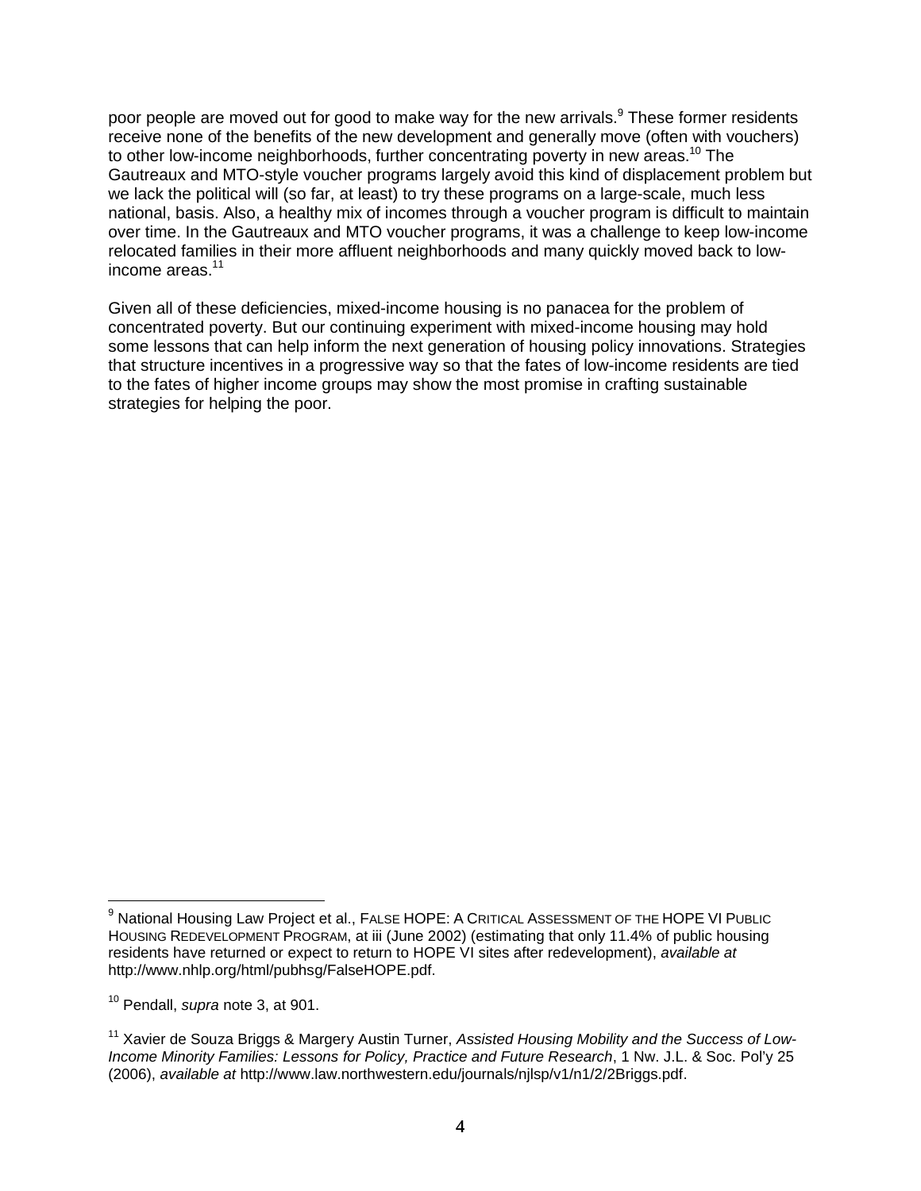poor people are moved out for good to make way for the new arrivals.[9] These former residents receive none of the benefits of the new development and generally move (often with vouchers) to other low-income neighborhoods, further concentrating poverty in new areas.[10] The Gautreaux and MTO-style voucher programs largely avoid this kind of displacement problem but we lack the political will (so far, at least) to try these programs on a large-scale, much less national, basis. Also, a healthy mix of incomes through a voucher program is difficult to maintain over time. In the Gautreaux and MTO voucher programs, it was a challenge to keep low-income relocated families in their more affluent neighborhoods and many quickly moved back to low-income areas.[11]

Given all of these deficiencies, mixed-income housing is no panacea for the problem of concentrated poverty. But our continuing experiment with mixed-income housing may hold some lessons that can help inform the next generation of housing policy innovations. Strategies that structure incentives in a progressive way so that the fates of low-income residents are tied to the fates of higher income groups may show the most promise in crafting sustainable strategies for helping the poor.

---

[9] National Housing Law Project et al., FALSE HOPE: A CRITICAL ASSESSMENT OF THE HOPE VI PUBLIC HOUSING REDEVELOPMENT PROGRAM, at iii (June 2002) (estimating that only 11.4% of public housing residents have returned or expect to return to HOPE VI sites after redevelopment), *available at* http://www.nhlp.org/html/pubhsg/FalseHOPE.pdf.

[10] Pendall, *supra* note 3, at 901.

[11] Xavier de Souza Briggs & Margery Austin Turner, *Assisted Housing Mobility and the Success of Low-Income Minority Families: Lessons for Policy, Practice and Future Research*, 1 Nw. J.L. & Soc. Pol'y 25 (2006), *available at* http://www.law.northwestern.edu/journals/njlsp/v1/n1/2/2Briggs.pdf.